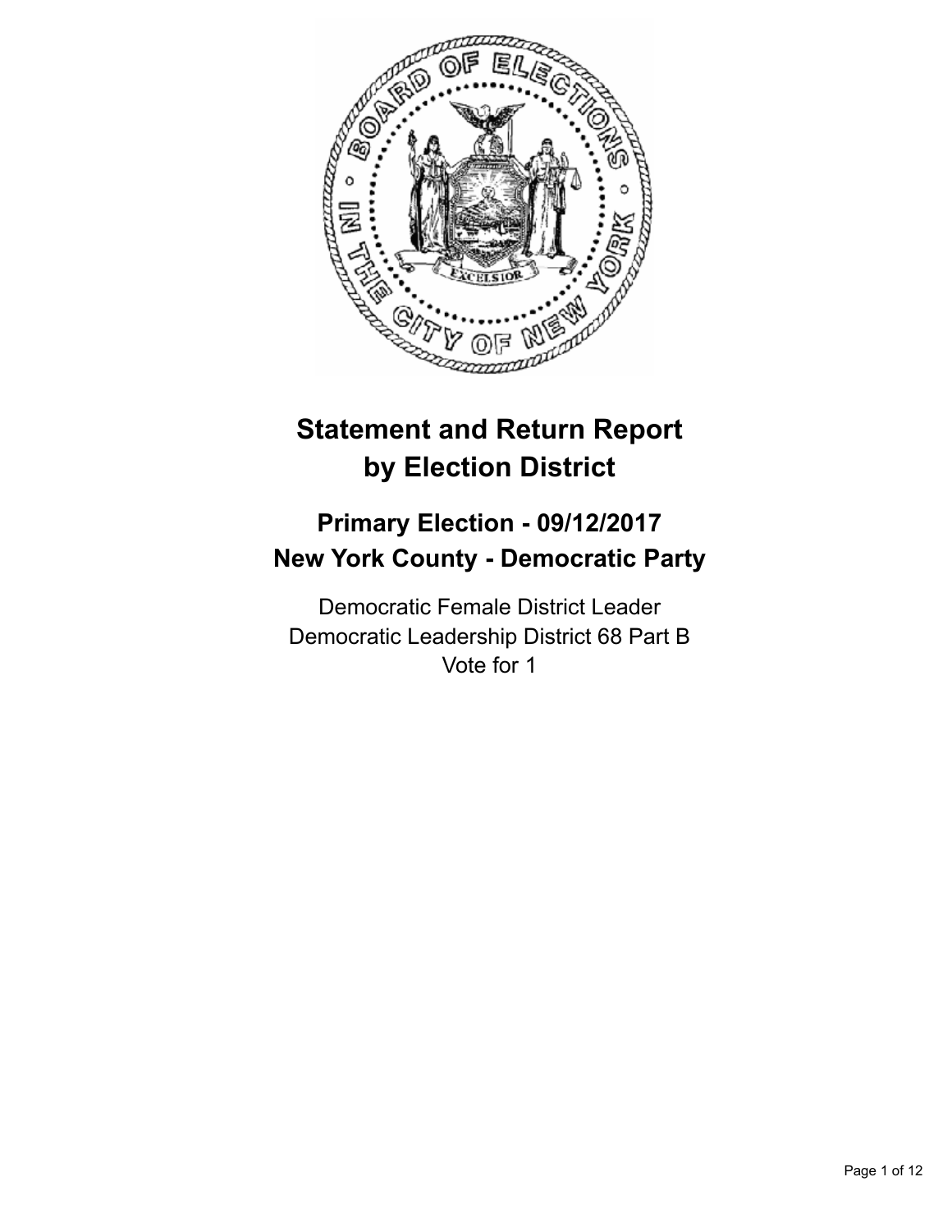# Statement and Return Report by Election District

## Primary Election - 09/12/2017
## New York County - Democratic Party

Democratic Female District Leader
Democratic Leadership District 68 Part B
Vote for 1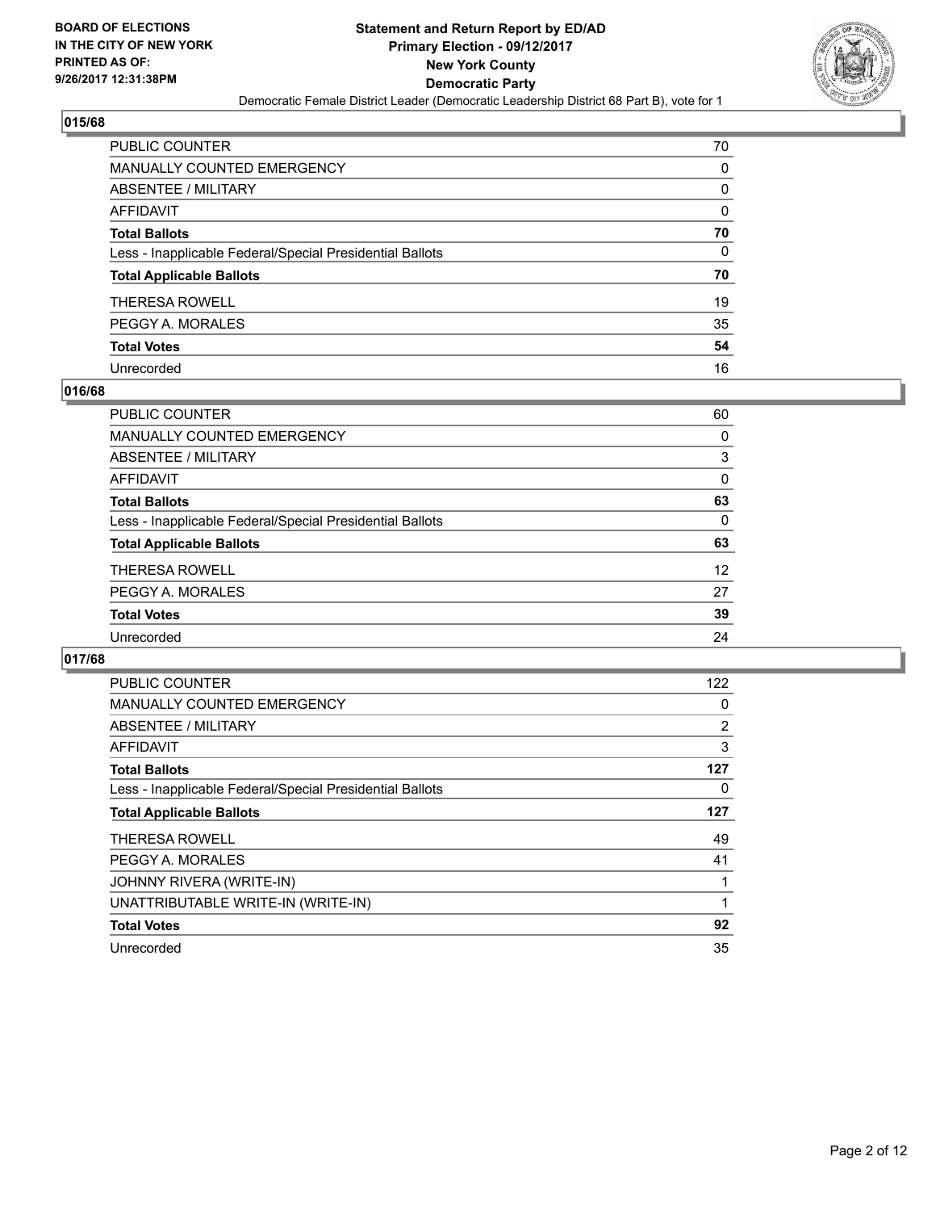BOARD OF ELECTIONS
IN THE CITY OF NEW YORK
PRINTED AS OF:
9/26/2017 12:31:38PM

**Statement and Return Report by ED/AD**
**Primary Election - 09/12/2017**
**New York County**
**Democratic Party**
Democratic Female District Leader (Democratic Leadership District 68 Part B), vote for 1

### 015/68

| | |
|---|---|
| PUBLIC COUNTER | 70 |
| MANUALLY COUNTED EMERGENCY | 0 |
| ABSENTEE / MILITARY | 0 |
| AFFIDAVIT | 0 |
| **Total Ballots** | **70** |
| Less - Inapplicable Federal/Special Presidential Ballots | 0 |
| **Total Applicable Ballots** | **70** |
| THERESA ROWELL | 19 |
| PEGGY A. MORALES | 35 |
| **Total Votes** | **54** |
| Unrecorded | 16 |

### 016/68

| | |
|---|---|
| PUBLIC COUNTER | 60 |
| MANUALLY COUNTED EMERGENCY | 0 |
| ABSENTEE / MILITARY | 3 |
| AFFIDAVIT | 0 |
| **Total Ballots** | **63** |
| Less - Inapplicable Federal/Special Presidential Ballots | 0 |
| **Total Applicable Ballots** | **63** |
| THERESA ROWELL | 12 |
| PEGGY A. MORALES | 27 |
| **Total Votes** | **39** |
| Unrecorded | 24 |

### 017/68

| | |
|---|---|
| PUBLIC COUNTER | 122 |
| MANUALLY COUNTED EMERGENCY | 0 |
| ABSENTEE / MILITARY | 2 |
| AFFIDAVIT | 3 |
| **Total Ballots** | **127** |
| Less - Inapplicable Federal/Special Presidential Ballots | 0 |
| **Total Applicable Ballots** | **127** |
| THERESA ROWELL | 49 |
| PEGGY A. MORALES | 41 |
| JOHNNY RIVERA (WRITE-IN) | 1 |
| UNATTRIBUTABLE WRITE-IN (WRITE-IN) | 1 |
| **Total Votes** | **92** |
| Unrecorded | 35 |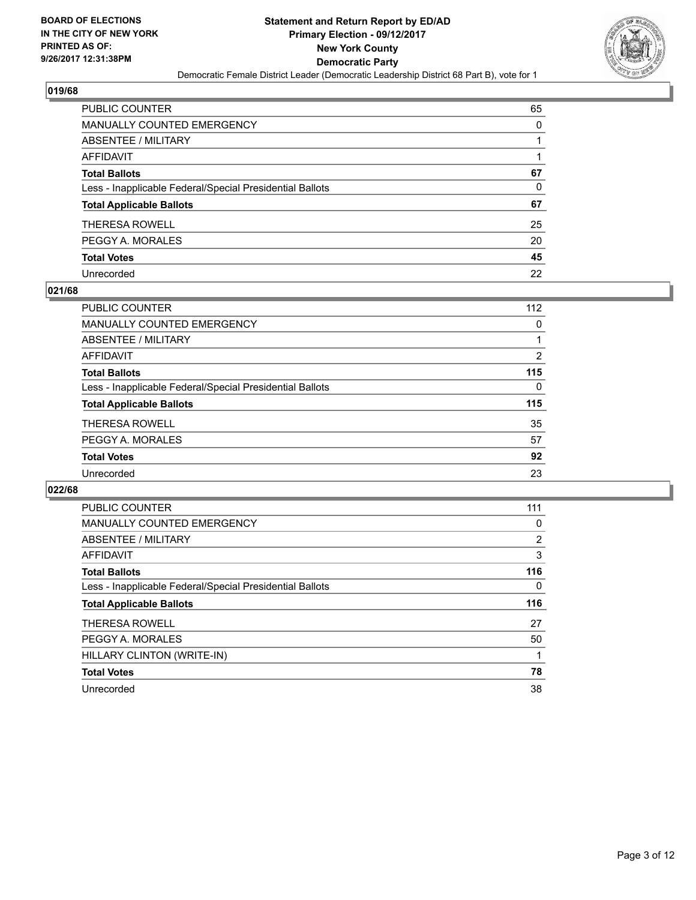BOARD OF ELECTIONS
IN THE CITY OF NEW YORK
PRINTED AS OF:
9/26/2017 12:31:38PM

**Statement and Return Report by ED/AD**
**Primary Election - 09/12/2017**
**New York County**
**Democratic Party**
Democratic Female District Leader (Democratic Leadership District 68 Part B), vote for 1

## 019/68

| | |
|---|---|
| PUBLIC COUNTER | 65 |
| MANUALLY COUNTED EMERGENCY | 0 |
| ABSENTEE / MILITARY | 1 |
| AFFIDAVIT | 1 |
| **Total Ballots** | **67** |
| Less - Inapplicable Federal/Special Presidential Ballots | 0 |
| **Total Applicable Ballots** | **67** |
| THERESA ROWELL | 25 |
| PEGGY A. MORALES | 20 |
| **Total Votes** | **45** |
| Unrecorded | 22 |

## 021/68

| | |
|---|---|
| PUBLIC COUNTER | 112 |
| MANUALLY COUNTED EMERGENCY | 0 |
| ABSENTEE / MILITARY | 1 |
| AFFIDAVIT | 2 |
| **Total Ballots** | **115** |
| Less - Inapplicable Federal/Special Presidential Ballots | 0 |
| **Total Applicable Ballots** | **115** |
| THERESA ROWELL | 35 |
| PEGGY A. MORALES | 57 |
| **Total Votes** | **92** |
| Unrecorded | 23 |

## 022/68

| | |
|---|---|
| PUBLIC COUNTER | 111 |
| MANUALLY COUNTED EMERGENCY | 0 |
| ABSENTEE / MILITARY | 2 |
| AFFIDAVIT | 3 |
| **Total Ballots** | **116** |
| Less - Inapplicable Federal/Special Presidential Ballots | 0 |
| **Total Applicable Ballots** | **116** |
| THERESA ROWELL | 27 |
| PEGGY A. MORALES | 50 |
| HILLARY CLINTON (WRITE-IN) | 1 |
| **Total Votes** | **78** |
| Unrecorded | 38 |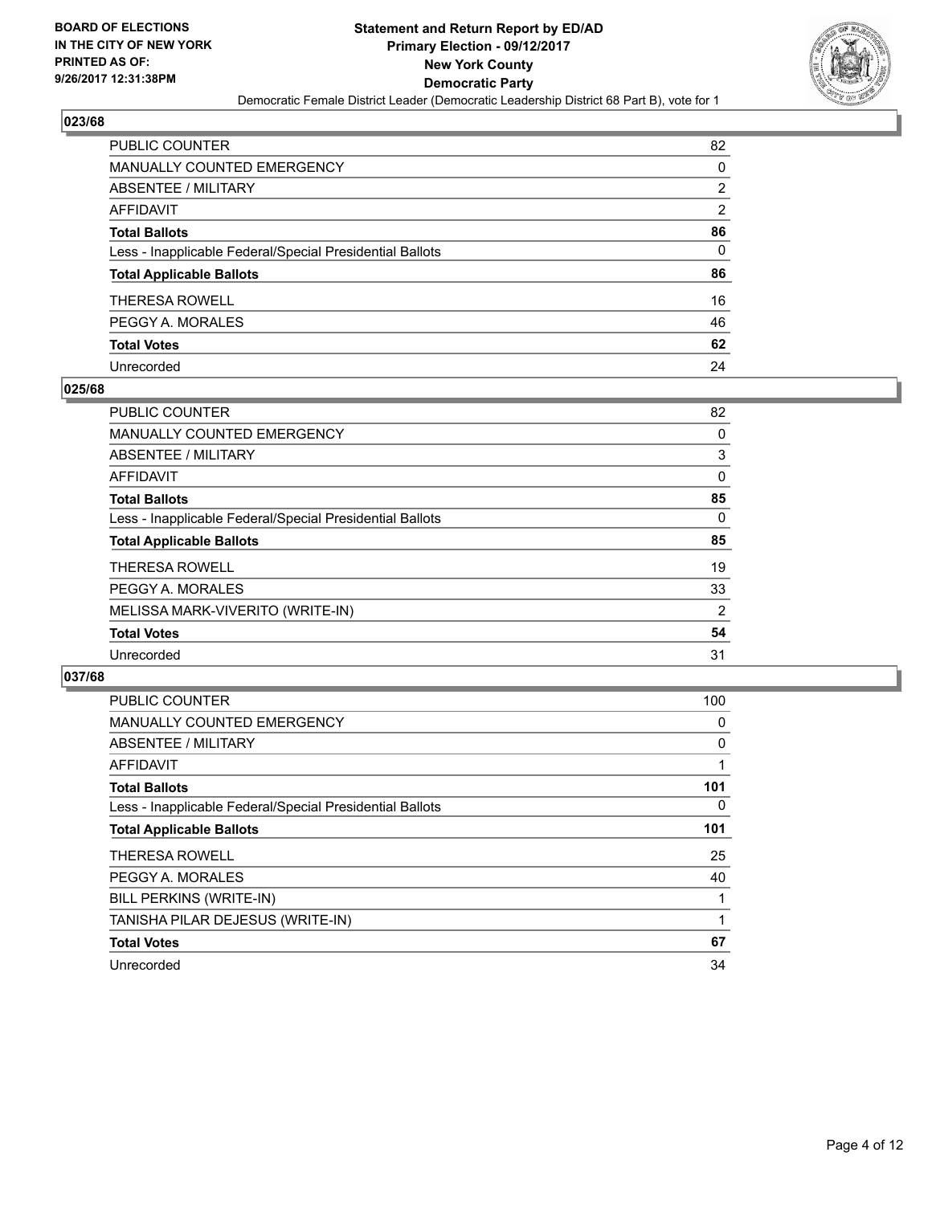**BOARD OF ELECTIONS IN THE CITY OF NEW YORK PRINTED AS OF: 9/26/2017 12:31:38PM**

# Statement and Return Report by ED/AD
## Primary Election - 09/12/2017
## New York County
## Democratic Party

Democratic Female District Leader (Democratic Leadership District 68 Part B), vote for 1

### 023/68

| | |
|---|---|
| PUBLIC COUNTER | 82 |
| MANUALLY COUNTED EMERGENCY | 0 |
| ABSENTEE / MILITARY | 2 |
| AFFIDAVIT | 2 |
| **Total Ballots** | **86** |
| Less - Inapplicable Federal/Special Presidential Ballots | 0 |
| **Total Applicable Ballots** | **86** |
| THERESA ROWELL | 16 |
| PEGGY A. MORALES | 46 |
| **Total Votes** | **62** |
| Unrecorded | 24 |

### 025/68

| | |
|---|---|
| PUBLIC COUNTER | 82 |
| MANUALLY COUNTED EMERGENCY | 0 |
| ABSENTEE / MILITARY | 3 |
| AFFIDAVIT | 0 |
| **Total Ballots** | **85** |
| Less - Inapplicable Federal/Special Presidential Ballots | 0 |
| **Total Applicable Ballots** | **85** |
| THERESA ROWELL | 19 |
| PEGGY A. MORALES | 33 |
| MELISSA MARK-VIVERITO (WRITE-IN) | 2 |
| **Total Votes** | **54** |
| Unrecorded | 31 |

### 037/68

| | |
|---|---|
| PUBLIC COUNTER | 100 |
| MANUALLY COUNTED EMERGENCY | 0 |
| ABSENTEE / MILITARY | 0 |
| AFFIDAVIT | 1 |
| **Total Ballots** | **101** |
| Less - Inapplicable Federal/Special Presidential Ballots | 0 |
| **Total Applicable Ballots** | **101** |
| THERESA ROWELL | 25 |
| PEGGY A. MORALES | 40 |
| BILL PERKINS (WRITE-IN) | 1 |
| TANISHA PILAR DEJESUS (WRITE-IN) | 1 |
| **Total Votes** | **67** |
| Unrecorded | 34 |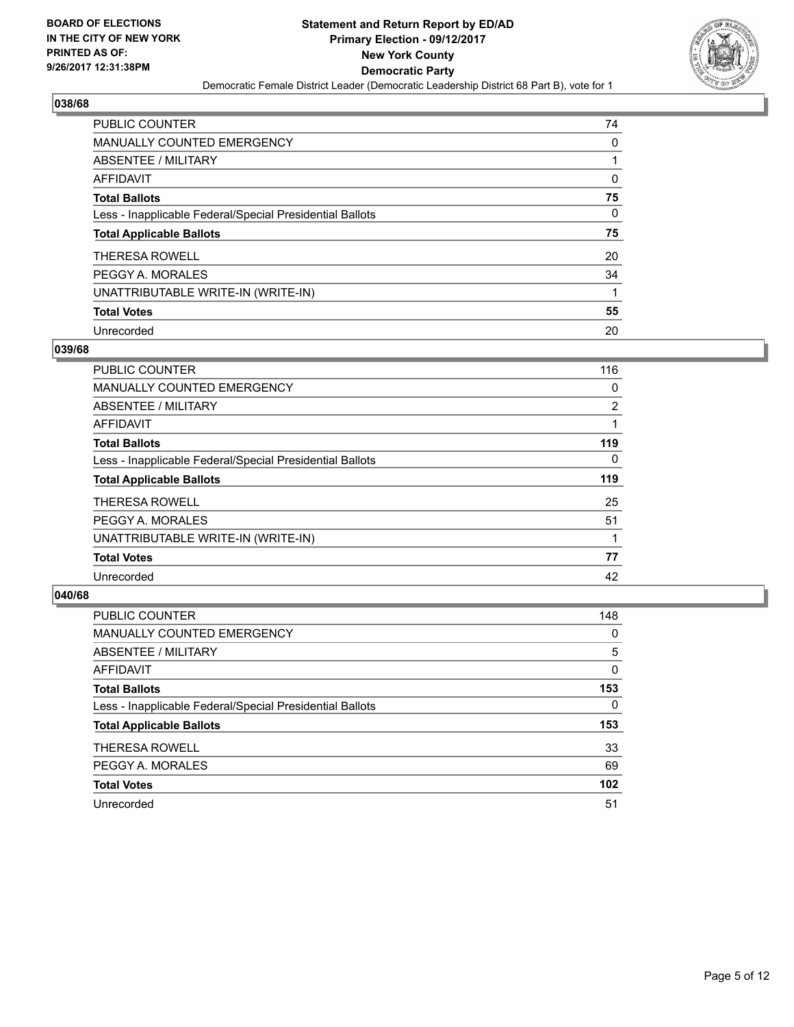**BOARD OF ELECTIONS IN THE CITY OF NEW YORK PRINTED AS OF: 9/26/2017 12:31:38PM**

**Statement and Return Report by ED/AD**
**Primary Election - 09/12/2017**
**New York County**
**Democratic Party**
Democratic Female District Leader (Democratic Leadership District 68 Part B), vote for 1

### 038/68

| | |
|---|---|
| PUBLIC COUNTER | 74 |
| MANUALLY COUNTED EMERGENCY | 0 |
| ABSENTEE / MILITARY | 1 |
| AFFIDAVIT | 0 |
| **Total Ballots** | **75** |
| Less - Inapplicable Federal/Special Presidential Ballots | 0 |
| **Total Applicable Ballots** | **75** |
| THERESA ROWELL | 20 |
| PEGGY A. MORALES | 34 |
| UNATTRIBUTABLE WRITE-IN (WRITE-IN) | 1 |
| **Total Votes** | **55** |
| Unrecorded | 20 |

### 039/68

| | |
|---|---|
| PUBLIC COUNTER | 116 |
| MANUALLY COUNTED EMERGENCY | 0 |
| ABSENTEE / MILITARY | 2 |
| AFFIDAVIT | 1 |
| **Total Ballots** | **119** |
| Less - Inapplicable Federal/Special Presidential Ballots | 0 |
| **Total Applicable Ballots** | **119** |
| THERESA ROWELL | 25 |
| PEGGY A. MORALES | 51 |
| UNATTRIBUTABLE WRITE-IN (WRITE-IN) | 1 |
| **Total Votes** | **77** |
| Unrecorded | 42 |

### 040/68

| | |
|---|---|
| PUBLIC COUNTER | 148 |
| MANUALLY COUNTED EMERGENCY | 0 |
| ABSENTEE / MILITARY | 5 |
| AFFIDAVIT | 0 |
| **Total Ballots** | **153** |
| Less - Inapplicable Federal/Special Presidential Ballots | 0 |
| **Total Applicable Ballots** | **153** |
| THERESA ROWELL | 33 |
| PEGGY A. MORALES | 69 |
| **Total Votes** | **102** |
| Unrecorded | 51 |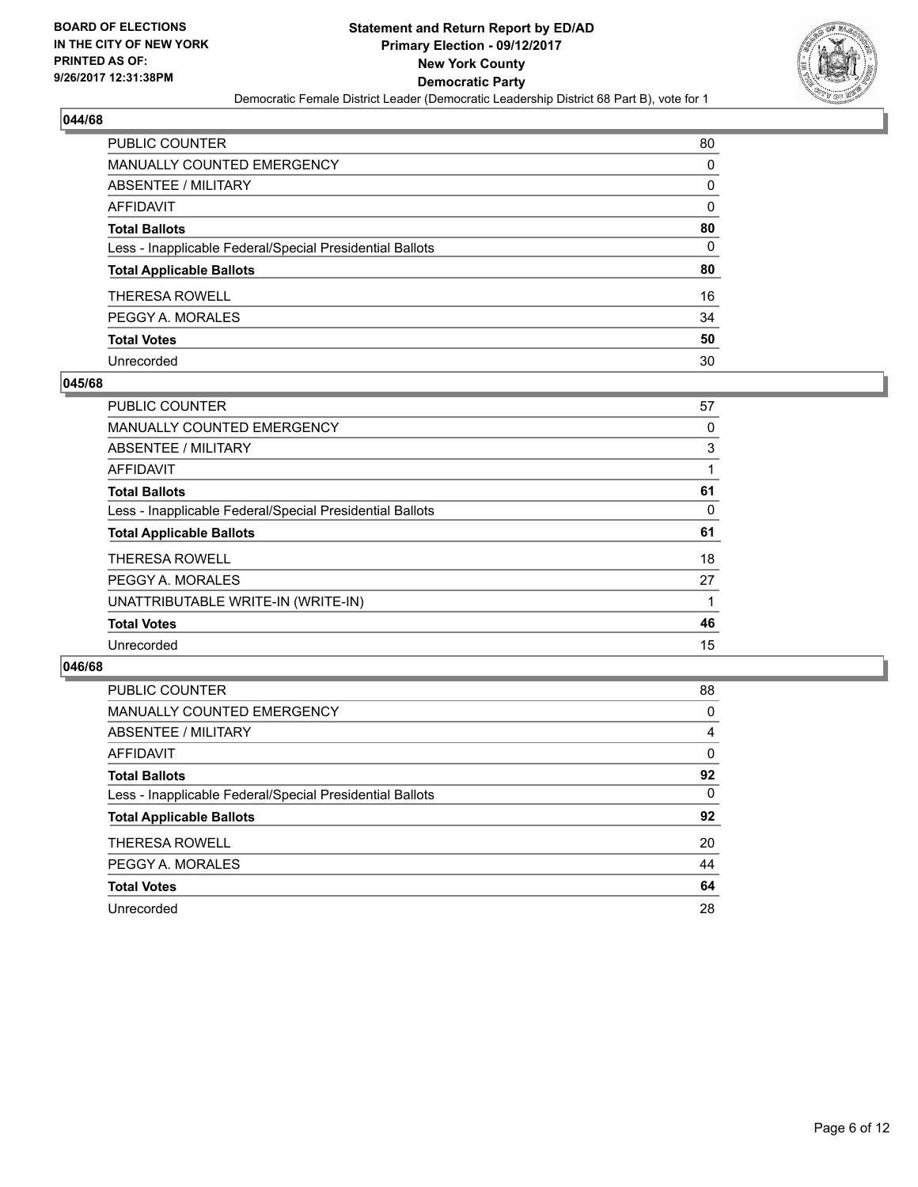**BOARD OF ELECTIONS IN THE CITY OF NEW YORK PRINTED AS OF: 9/26/2017 12:31:38PM**

**Statement and Return Report by ED/AD**
**Primary Election - 09/12/2017**
**New York County**
**Democratic Party**
Democratic Female District Leader (Democratic Leadership District 68 Part B), vote for 1

### 044/68

| | |
|---|---|
| PUBLIC COUNTER | 80 |
| MANUALLY COUNTED EMERGENCY | 0 |
| ABSENTEE / MILITARY | 0 |
| AFFIDAVIT | 0 |
| **Total Ballots** | **80** |
| Less - Inapplicable Federal/Special Presidential Ballots | 0 |
| **Total Applicable Ballots** | **80** |
| THERESA ROWELL | 16 |
| PEGGY A. MORALES | 34 |
| **Total Votes** | **50** |
| Unrecorded | 30 |

### 045/68

| | |
|---|---|
| PUBLIC COUNTER | 57 |
| MANUALLY COUNTED EMERGENCY | 0 |
| ABSENTEE / MILITARY | 3 |
| AFFIDAVIT | 1 |
| **Total Ballots** | **61** |
| Less - Inapplicable Federal/Special Presidential Ballots | 0 |
| **Total Applicable Ballots** | **61** |
| THERESA ROWELL | 18 |
| PEGGY A. MORALES | 27 |
| UNATTRIBUTABLE WRITE-IN (WRITE-IN) | 1 |
| **Total Votes** | **46** |
| Unrecorded | 15 |

### 046/68

| | |
|---|---|
| PUBLIC COUNTER | 88 |
| MANUALLY COUNTED EMERGENCY | 0 |
| ABSENTEE / MILITARY | 4 |
| AFFIDAVIT | 0 |
| **Total Ballots** | **92** |
| Less - Inapplicable Federal/Special Presidential Ballots | 0 |
| **Total Applicable Ballots** | **92** |
| THERESA ROWELL | 20 |
| PEGGY A. MORALES | 44 |
| **Total Votes** | **64** |
| Unrecorded | 28 |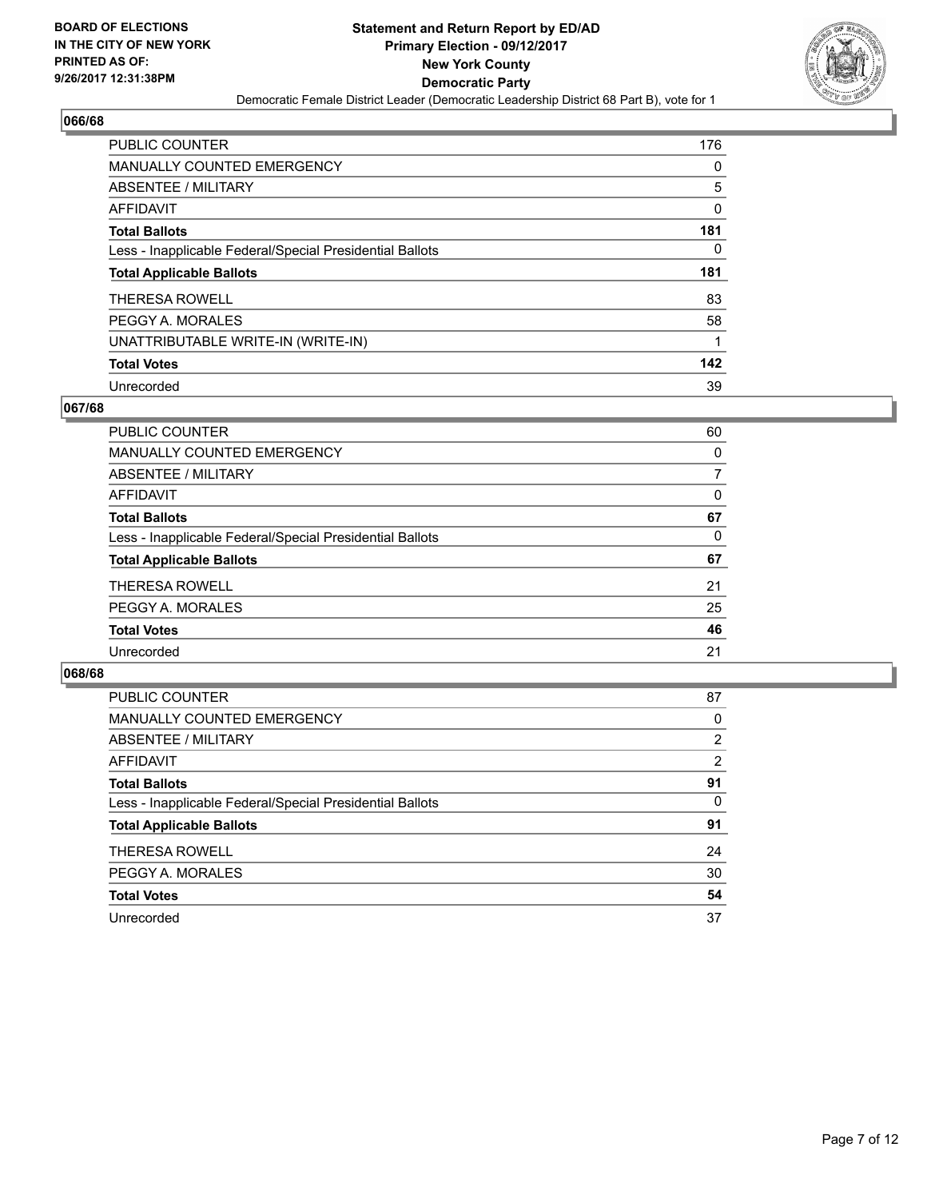**BOARD OF ELECTIONS IN THE CITY OF NEW YORK PRINTED AS OF: 9/26/2017 12:31:38PM**

# Statement and Return Report by ED/AD
## Primary Election - 09/12/2017
## New York County
## Democratic Party
Democratic Female District Leader (Democratic Leadership District 68 Part B), vote for 1

### 066/68

| | |
|---|---|
| PUBLIC COUNTER | 176 |
| MANUALLY COUNTED EMERGENCY | 0 |
| ABSENTEE / MILITARY | 5 |
| AFFIDAVIT | 0 |
| **Total Ballots** | **181** |
| Less - Inapplicable Federal/Special Presidential Ballots | 0 |
| **Total Applicable Ballots** | **181** |
| THERESA ROWELL | 83 |
| PEGGY A. MORALES | 58 |
| UNATTRIBUTABLE WRITE-IN (WRITE-IN) | 1 |
| **Total Votes** | **142** |
| Unrecorded | 39 |

### 067/68

| | |
|---|---|
| PUBLIC COUNTER | 60 |
| MANUALLY COUNTED EMERGENCY | 0 |
| ABSENTEE / MILITARY | 7 |
| AFFIDAVIT | 0 |
| **Total Ballots** | **67** |
| Less - Inapplicable Federal/Special Presidential Ballots | 0 |
| **Total Applicable Ballots** | **67** |
| THERESA ROWELL | 21 |
| PEGGY A. MORALES | 25 |
| **Total Votes** | **46** |
| Unrecorded | 21 |

### 068/68

| | |
|---|---|
| PUBLIC COUNTER | 87 |
| MANUALLY COUNTED EMERGENCY | 0 |
| ABSENTEE / MILITARY | 2 |
| AFFIDAVIT | 2 |
| **Total Ballots** | **91** |
| Less - Inapplicable Federal/Special Presidential Ballots | 0 |
| **Total Applicable Ballots** | **91** |
| THERESA ROWELL | 24 |
| PEGGY A. MORALES | 30 |
| **Total Votes** | **54** |
| Unrecorded | 37 |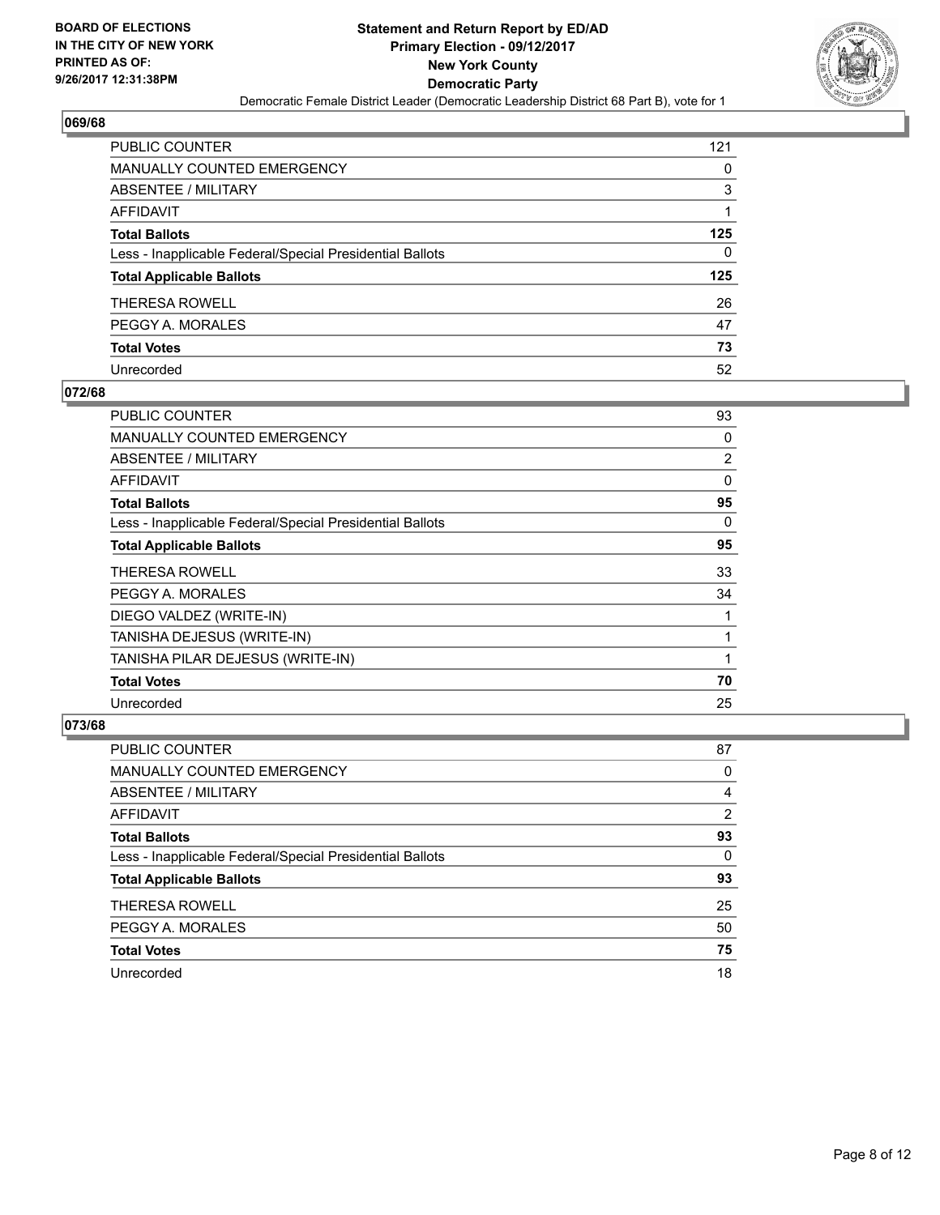**BOARD OF ELECTIONS IN THE CITY OF NEW YORK PRINTED AS OF: 9/26/2017 12:31:38PM**

**Statement and Return Report by ED/AD**
**Primary Election - 09/12/2017**
**New York County**
**Democratic Party**
Democratic Female District Leader (Democratic Leadership District 68 Part B), vote for 1

### 069/68

| | |
|---|---|
| PUBLIC COUNTER | 121 |
| MANUALLY COUNTED EMERGENCY | 0 |
| ABSENTEE / MILITARY | 3 |
| AFFIDAVIT | 1 |
| **Total Ballots** | **125** |
| Less - Inapplicable Federal/Special Presidential Ballots | 0 |
| **Total Applicable Ballots** | **125** |
| THERESA ROWELL | 26 |
| PEGGY A. MORALES | 47 |
| **Total Votes** | **73** |
| Unrecorded | 52 |

### 072/68

| | |
|---|---|
| PUBLIC COUNTER | 93 |
| MANUALLY COUNTED EMERGENCY | 0 |
| ABSENTEE / MILITARY | 2 |
| AFFIDAVIT | 0 |
| **Total Ballots** | **95** |
| Less - Inapplicable Federal/Special Presidential Ballots | 0 |
| **Total Applicable Ballots** | **95** |
| THERESA ROWELL | 33 |
| PEGGY A. MORALES | 34 |
| DIEGO VALDEZ (WRITE-IN) | 1 |
| TANISHA DEJESUS (WRITE-IN) | 1 |
| TANISHA PILAR DEJESUS (WRITE-IN) | 1 |
| **Total Votes** | **70** |
| Unrecorded | 25 |

### 073/68

| | |
|---|---|
| PUBLIC COUNTER | 87 |
| MANUALLY COUNTED EMERGENCY | 0 |
| ABSENTEE / MILITARY | 4 |
| AFFIDAVIT | 2 |
| **Total Ballots** | **93** |
| Less - Inapplicable Federal/Special Presidential Ballots | 0 |
| **Total Applicable Ballots** | **93** |
| THERESA ROWELL | 25 |
| PEGGY A. MORALES | 50 |
| **Total Votes** | **75** |
| Unrecorded | 18 |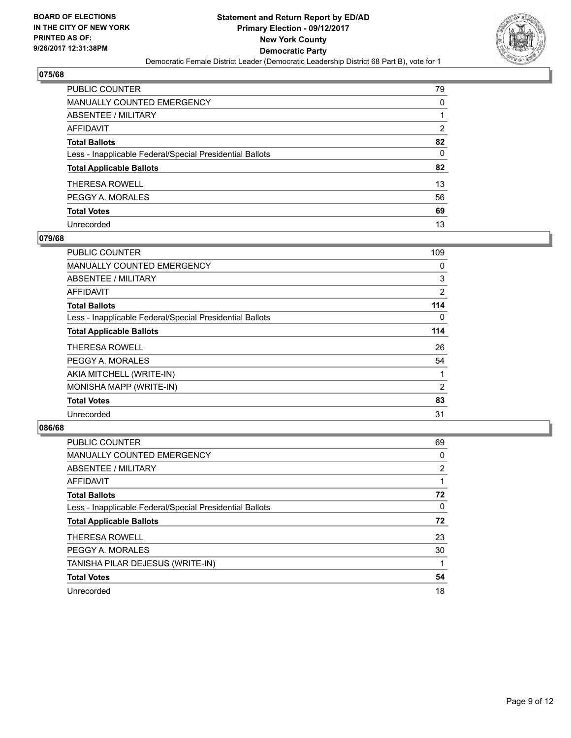**BOARD OF ELECTIONS**
**IN THE CITY OF NEW YORK**
**PRINTED AS OF:**
**9/26/2017 12:31:38PM**

**Statement and Return Report by ED/AD**
**Primary Election - 09/12/2017**
**New York County**
**Democratic Party**
Democratic Female District Leader (Democratic Leadership District 68 Part B), vote for 1

## 075/68

| | |
|---|---|
| PUBLIC COUNTER | 79 |
| MANUALLY COUNTED EMERGENCY | 0 |
| ABSENTEE / MILITARY | 1 |
| AFFIDAVIT | 2 |
| **Total Ballots** | **82** |
| Less - Inapplicable Federal/Special Presidential Ballots | 0 |
| **Total Applicable Ballots** | **82** |
| THERESA ROWELL | 13 |
| PEGGY A. MORALES | 56 |
| **Total Votes** | **69** |
| Unrecorded | 13 |

## 079/68

| | |
|---|---|
| PUBLIC COUNTER | 109 |
| MANUALLY COUNTED EMERGENCY | 0 |
| ABSENTEE / MILITARY | 3 |
| AFFIDAVIT | 2 |
| **Total Ballots** | **114** |
| Less - Inapplicable Federal/Special Presidential Ballots | 0 |
| **Total Applicable Ballots** | **114** |
| THERESA ROWELL | 26 |
| PEGGY A. MORALES | 54 |
| AKIA MITCHELL (WRITE-IN) | 1 |
| MONISHA MAPP (WRITE-IN) | 2 |
| **Total Votes** | **83** |
| Unrecorded | 31 |

## 086/68

| | |
|---|---|
| PUBLIC COUNTER | 69 |
| MANUALLY COUNTED EMERGENCY | 0 |
| ABSENTEE / MILITARY | 2 |
| AFFIDAVIT | 1 |
| **Total Ballots** | **72** |
| Less - Inapplicable Federal/Special Presidential Ballots | 0 |
| **Total Applicable Ballots** | **72** |
| THERESA ROWELL | 23 |
| PEGGY A. MORALES | 30 |
| TANISHA PILAR DEJESUS (WRITE-IN) | 1 |
| **Total Votes** | **54** |
| Unrecorded | 18 |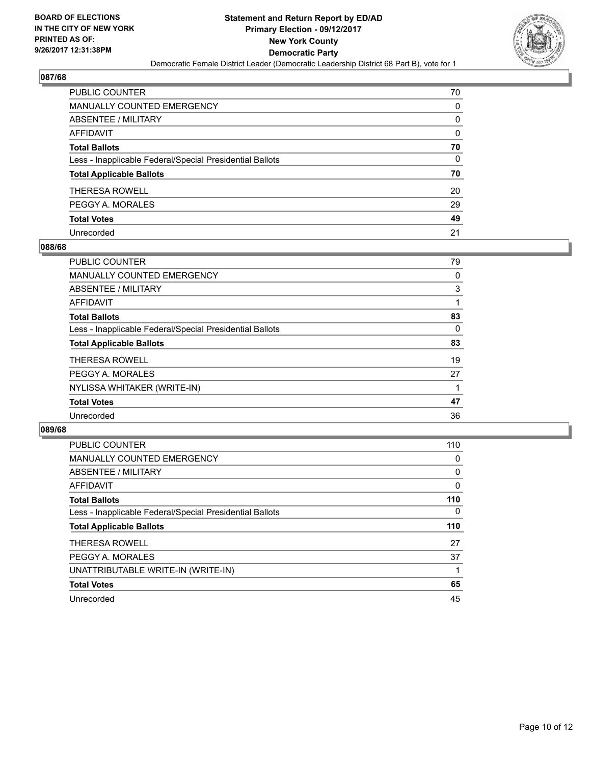**BOARD OF ELECTIONS IN THE CITY OF NEW YORK PRINTED AS OF: 9/26/2017 12:31:38PM**

# Statement and Return Report by ED/AD
## Primary Election - 09/12/2017
## New York County
## Democratic Party
Democratic Female District Leader (Democratic Leadership District 68 Part B), vote for 1

### 087/68

| | |
|---|---|
| PUBLIC COUNTER | 70 |
| MANUALLY COUNTED EMERGENCY | 0 |
| ABSENTEE / MILITARY | 0 |
| AFFIDAVIT | 0 |
| **Total Ballots** | **70** |
| Less - Inapplicable Federal/Special Presidential Ballots | 0 |
| **Total Applicable Ballots** | **70** |
| THERESA ROWELL | 20 |
| PEGGY A. MORALES | 29 |
| **Total Votes** | **49** |
| Unrecorded | 21 |

### 088/68

| | |
|---|---|
| PUBLIC COUNTER | 79 |
| MANUALLY COUNTED EMERGENCY | 0 |
| ABSENTEE / MILITARY | 3 |
| AFFIDAVIT | 1 |
| **Total Ballots** | **83** |
| Less - Inapplicable Federal/Special Presidential Ballots | 0 |
| **Total Applicable Ballots** | **83** |
| THERESA ROWELL | 19 |
| PEGGY A. MORALES | 27 |
| NYLISSA WHITAKER (WRITE-IN) | 1 |
| **Total Votes** | **47** |
| Unrecorded | 36 |

### 089/68

| | |
|---|---|
| PUBLIC COUNTER | 110 |
| MANUALLY COUNTED EMERGENCY | 0 |
| ABSENTEE / MILITARY | 0 |
| AFFIDAVIT | 0 |
| **Total Ballots** | **110** |
| Less - Inapplicable Federal/Special Presidential Ballots | 0 |
| **Total Applicable Ballots** | **110** |
| THERESA ROWELL | 27 |
| PEGGY A. MORALES | 37 |
| UNATTRIBUTABLE WRITE-IN (WRITE-IN) | 1 |
| **Total Votes** | **65** |
| Unrecorded | 45 |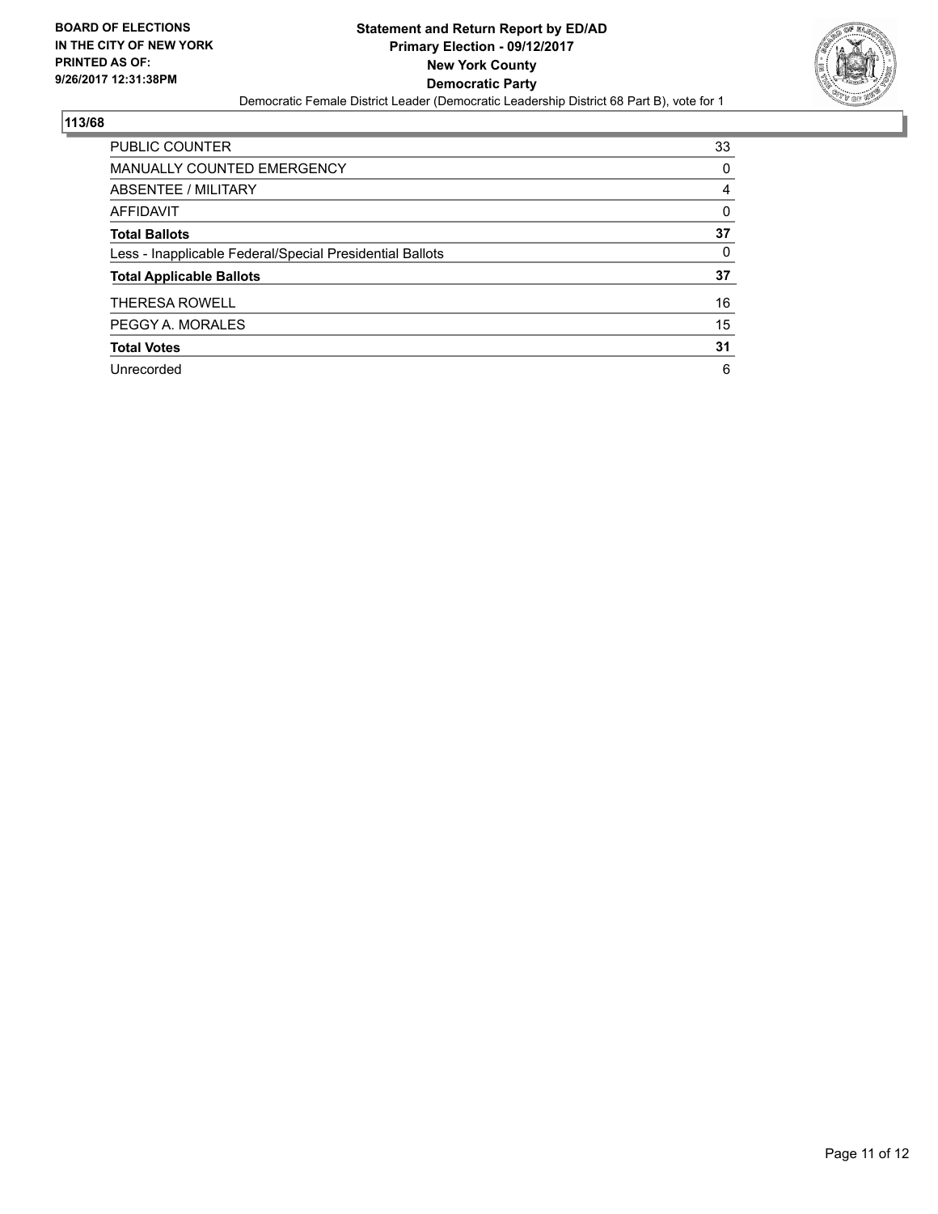BOARD OF ELECTIONS
IN THE CITY OF NEW YORK
PRINTED AS OF:
9/26/2017 12:31:38PM

**Statement and Return Report by ED/AD**
**Primary Election - 09/12/2017**
**New York County**
**Democratic Party**
Democratic Female District Leader (Democratic Leadership District 68 Part B), vote for 1

## 113/68

| | |
|---|---|
| PUBLIC COUNTER | 33 |
| MANUALLY COUNTED EMERGENCY | 0 |
| ABSENTEE / MILITARY | 4 |
| AFFIDAVIT | 0 |
| **Total Ballots** | **37** |
| Less - Inapplicable Federal/Special Presidential Ballots | 0 |
| **Total Applicable Ballots** | **37** |
| THERESA ROWELL | 16 |
| PEGGY A. MORALES | 15 |
| **Total Votes** | **31** |
| Unrecorded | 6 |